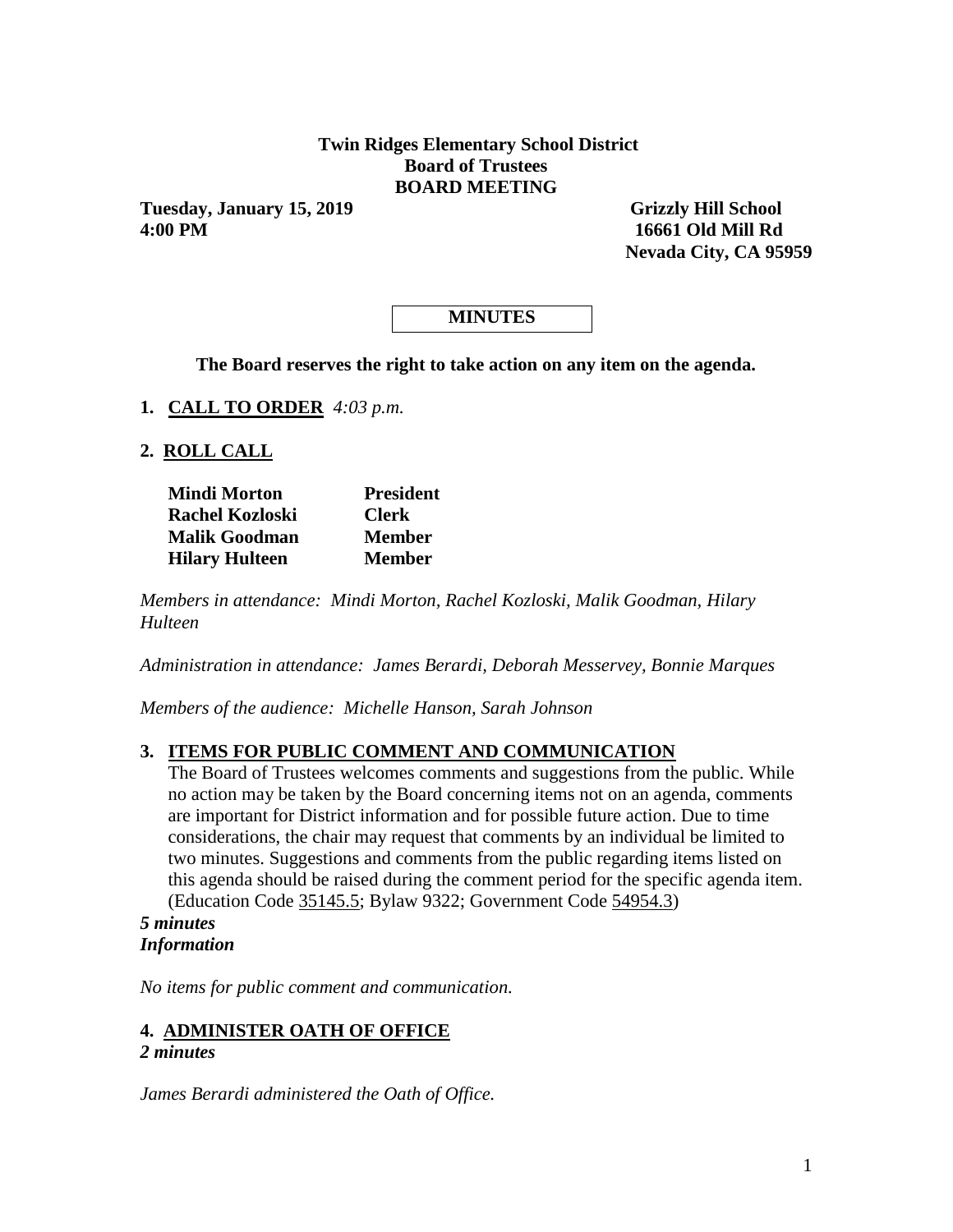**Twin Ridges Elementary School District**
**Board of Trustees**
**BOARD MEETING**

**Tuesday, January 15, 2019**
**4:00 PM**

**Grizzly Hill School**
**16661 Old Mill Rd**
**Nevada City, CA 95959**

**MINUTES**

**The Board reserves the right to take action on any item on the agenda.**

**1. CALL TO ORDER** *4:03 p.m.*

**2. ROLL CALL**

| | |
|---|---|
| **Mindi Morton** | **President** |
| **Rachel Kozloski** | **Clerk** |
| **Malik Goodman** | **Member** |
| **Hilary Hulteen** | **Member** |

*Members in attendance: Mindi Morton, Rachel Kozloski, Malik Goodman, Hilary Hulteen*

*Administration in attendance: James Berardi, Deborah Messervey, Bonnie Marques*

*Members of the audience: Michelle Hanson, Sarah Johnson*

**3. ITEMS FOR PUBLIC COMMENT AND COMMUNICATION**

The Board of Trustees welcomes comments and suggestions from the public. While no action may be taken by the Board concerning items not on an agenda, comments are important for District information and for possible future action. Due to time considerations, the chair may request that comments by an individual be limited to two minutes. Suggestions and comments from the public regarding items listed on this agenda should be raised during the comment period for the specific agenda item. (Education Code 35145.5; Bylaw 9322; Government Code 54954.3)

***5 minutes***
***Information***

*No items for public comment and communication.*

**4. ADMINISTER OATH OF OFFICE**

***2 minutes***

*James Berardi administered the Oath of Office.*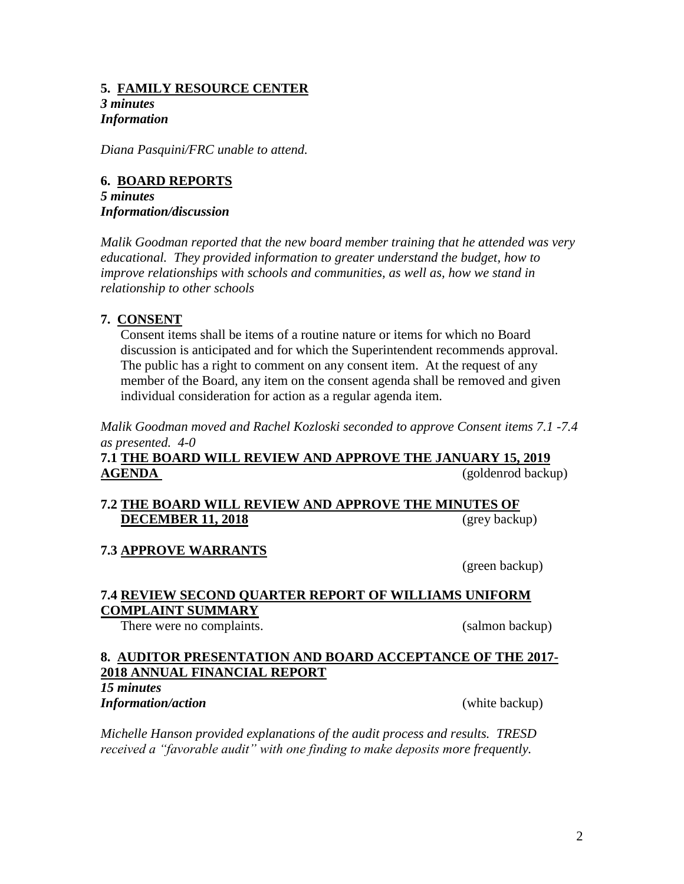**5. FAMILY RESOURCE CENTER**
***3 minutes***
***Information***

*Diana Pasquini/FRC unable to attend.*

**6. BOARD REPORTS**
***5 minutes***
***Information/discussion***

*Malik Goodman reported that the new board member training that he attended was very educational. They provided information to greater understand the budget, how to improve relationships with schools and communities, as well as, how we stand in relationship to other schools*

**7. CONSENT**

Consent items shall be items of a routine nature or items for which no Board discussion is anticipated and for which the Superintendent recommends approval. The public has a right to comment on any consent item. At the request of any member of the Board, any item on the consent agenda shall be removed and given individual consideration for action as a regular agenda item.

*Malik Goodman moved and Rachel Kozloski seconded to approve Consent items 7.1 -7.4 as presented. 4-0*

**7.1 THE BOARD WILL REVIEW AND APPROVE THE JANUARY 15, 2019 AGENDA** (goldenrod backup)

**7.2 THE BOARD WILL REVIEW AND APPROVE THE MINUTES OF DECEMBER 11, 2018** (grey backup)

**7.3 APPROVE WARRANTS**

(green backup)

**7.4 REVIEW SECOND QUARTER REPORT OF WILLIAMS UNIFORM COMPLAINT SUMMARY**

There were no complaints. (salmon backup)

**8. AUDITOR PRESENTATION AND BOARD ACCEPTANCE OF THE 2017-2018 ANNUAL FINANCIAL REPORT**
***15 minutes***
***Information/action*** (white backup)

*Michelle Hanson provided explanations of the audit process and results. TRESD received a "favorable audit" with one finding to make deposits more frequently.*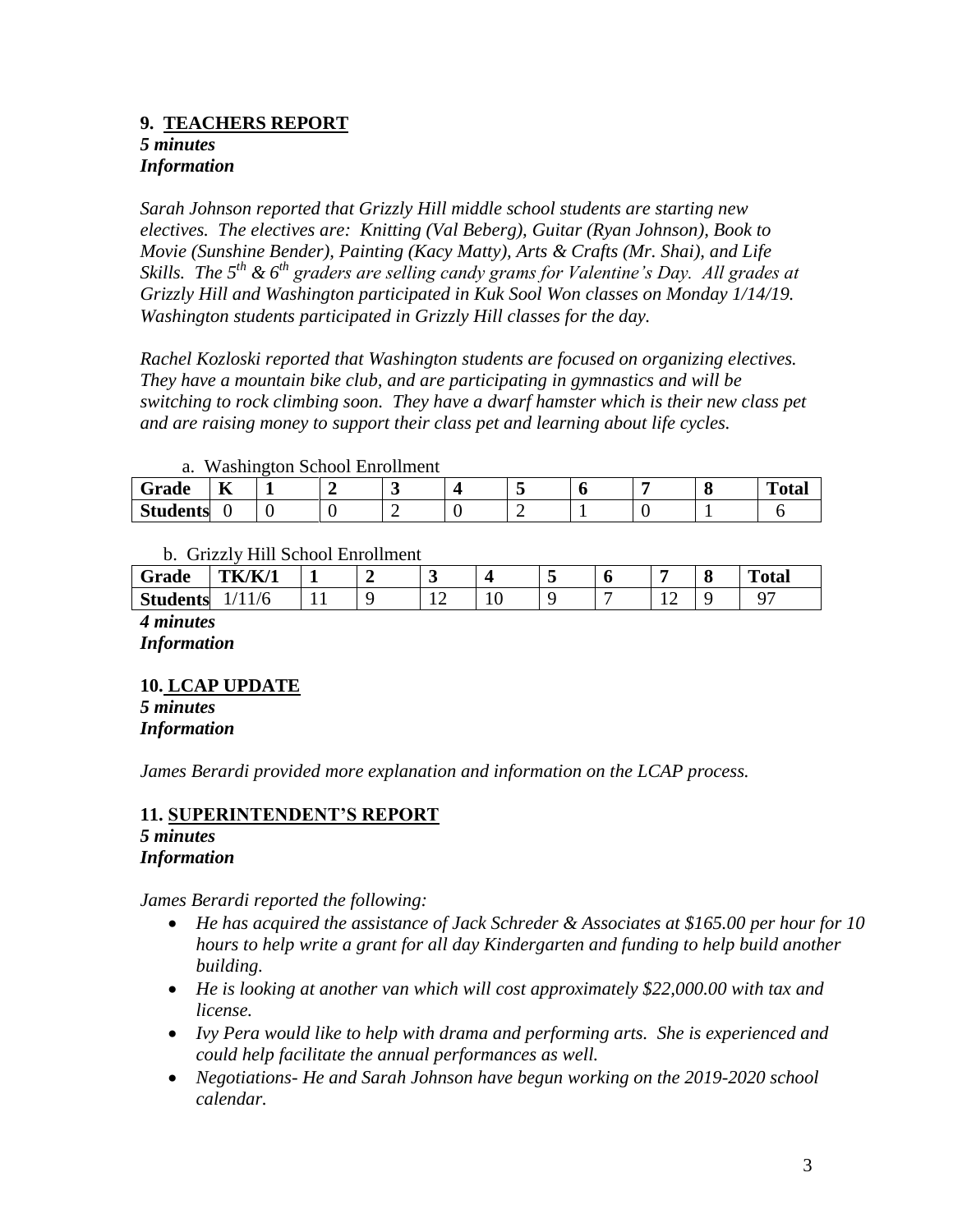### 9. TEACHERS REPORT

***5 minutes***
***Information***

*Sarah Johnson reported that Grizzly Hill middle school students are starting new electives. The electives are: Knitting (Val Beberg), Guitar (Ryan Johnson), Book to Movie (Sunshine Bender), Painting (Kacy Matty), Arts & Crafts (Mr. Shai), and Life Skills. The 5th & 6th graders are selling candy grams for Valentine's Day. All grades at Grizzly Hill and Washington participated in Kuk Sool Won classes on Monday 1/14/19. Washington students participated in Grizzly Hill classes for the day.*

*Rachel Kozloski reported that Washington students are focused on organizing electives. They have a mountain bike club, and are participating in gymnastics and will be switching to rock climbing soon. They have a dwarf hamster which is their new class pet and are raising money to support their class pet and learning about life cycles.*

a. Washington School Enrollment

| Grade | K | 1 | 2 | 3 | 4 | 5 | 6 | 7 | 8 | Total |
|---|---|---|---|---|---|---|---|---|---|---|
| Students | 0 | 0 | 0 | 2 | 0 | 2 | 1 | 0 | 1 | 6 |

b. Grizzly Hill School Enrollment

| Grade | TK/K/1 | 1 | 2 | 3 | 4 | 5 | 6 | 7 | 8 | Total |
|---|---|---|---|---|---|---|---|---|---|---|
| Students | 1/11/6 | 11 | 9 | 12 | 10 | 9 | 7 | 12 | 9 | 97 |

***4 minutes***
***Information***

### 10. LCAP UPDATE

***5 minutes***
***Information***

*James Berardi provided more explanation and information on the LCAP process.*

### 11. SUPERINTENDENT'S REPORT

***5 minutes***
***Information***

*James Berardi reported the following:*

- *He has acquired the assistance of Jack Schreder & Associates at $165.00 per hour for 10 hours to help write a grant for all day Kindergarten and funding to help build another building.*
- *He is looking at another van which will cost approximately $22,000.00 with tax and license.*
- *Ivy Pera would like to help with drama and performing arts. She is experienced and could help facilitate the annual performances as well.*
- *Negotiations- He and Sarah Johnson have begun working on the 2019-2020 school calendar.*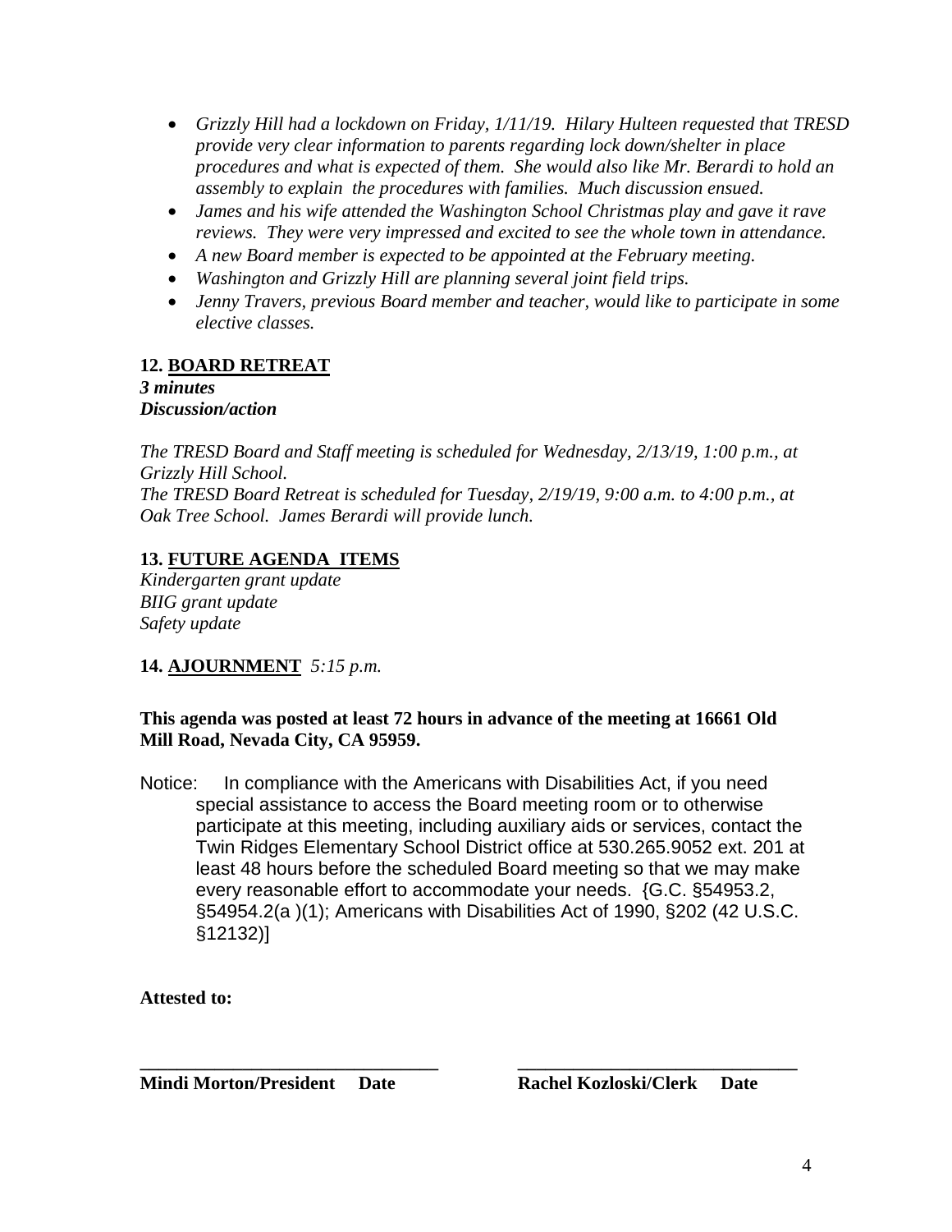- *Grizzly Hill had a lockdown on Friday, 1/11/19. Hilary Hulteen requested that TRESD provide very clear information to parents regarding lock down/shelter in place procedures and what is expected of them. She would also like Mr. Berardi to hold an assembly to explain the procedures with families. Much discussion ensued.*
- *James and his wife attended the Washington School Christmas play and gave it rave reviews. They were very impressed and excited to see the whole town in attendance.*
- *A new Board member is expected to be appointed at the February meeting.*
- *Washington and Grizzly Hill are planning several joint field trips.*
- *Jenny Travers, previous Board member and teacher, would like to participate in some elective classes.*

**12. BOARD RETREAT**
***3 minutes***
***Discussion/action***

*The TRESD Board and Staff meeting is scheduled for Wednesday, 2/13/19, 1:00 p.m., at Grizzly Hill School.*
*The TRESD Board Retreat is scheduled for Tuesday, 2/19/19, 9:00 a.m. to 4:00 p.m., at Oak Tree School. James Berardi will provide lunch.*

**13. FUTURE AGENDA ITEMS**
*Kindergarten grant update*
*BIIG grant update*
*Safety update*

**14. AJOURNMENT** *5:15 p.m.*

**This agenda was posted at least 72 hours in advance of the meeting at 16661 Old Mill Road, Nevada City, CA 95959.**

Notice: In compliance with the Americans with Disabilities Act, if you need special assistance to access the Board meeting room or to otherwise participate at this meeting, including auxiliary aids or services, contact the Twin Ridges Elementary School District office at 530.265.9052 ext. 201 at least 48 hours before the scheduled Board meeting so that we may make every reasonable effort to accommodate your needs. {G.C. §54953.2, §54954.2(a )(1); Americans with Disabilities Act of 1990, §202 (42 U.S.C. §12132)]

**Attested to:**

______________________________ ______________________________

**Mindi Morton/President Date** **Rachel Kozloski/Clerk Date**